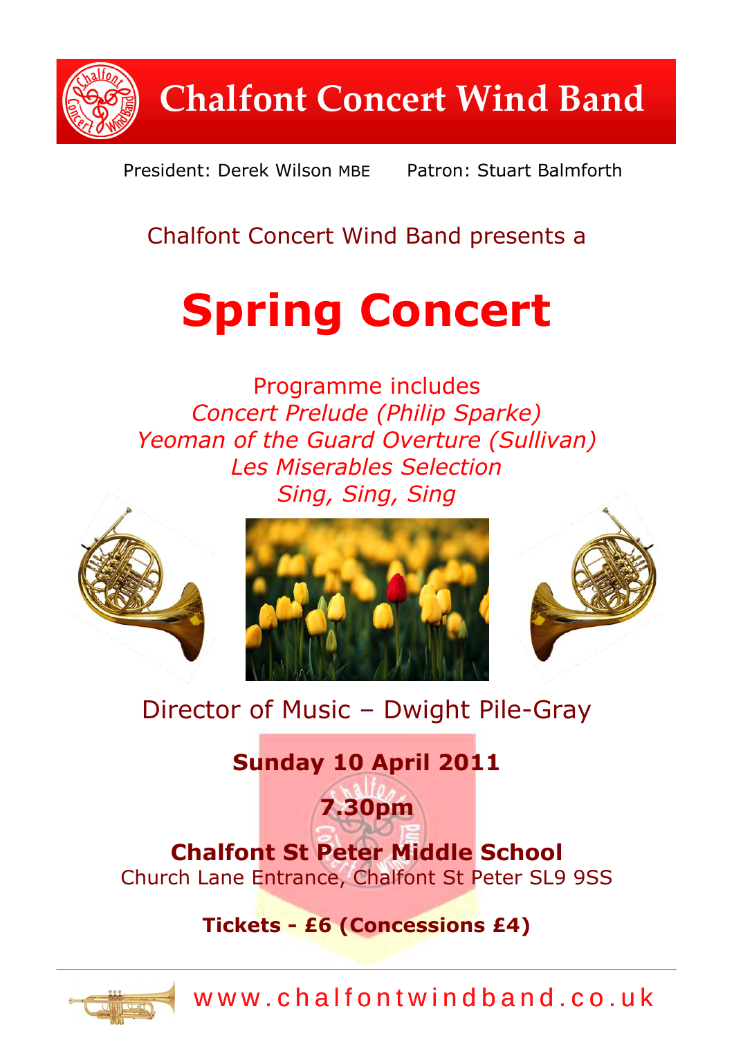# Chalfont Concert Wind Band

President: Derek Wilson MBE    Patron: Stuart Balmforth

Chalfont Concert Wind Band presents a

# Spring Concert

Programme includes

*Concert Prelude (Philip Sparke)*
*Yeoman of the Guard Overture (Sullivan)*
*Les Miserables Selection*
*Sing, Sing, Sing*

Director of Music – Dwight Pile-Gray

**Sunday 10 April 2011**

**7.30pm**

**Chalfont St Peter Middle School**
Church Lane Entrance, Chalfont St Peter SL9 9SS

**Tickets - £6 (Concessions £4)**

www.chalfontwindband.co.uk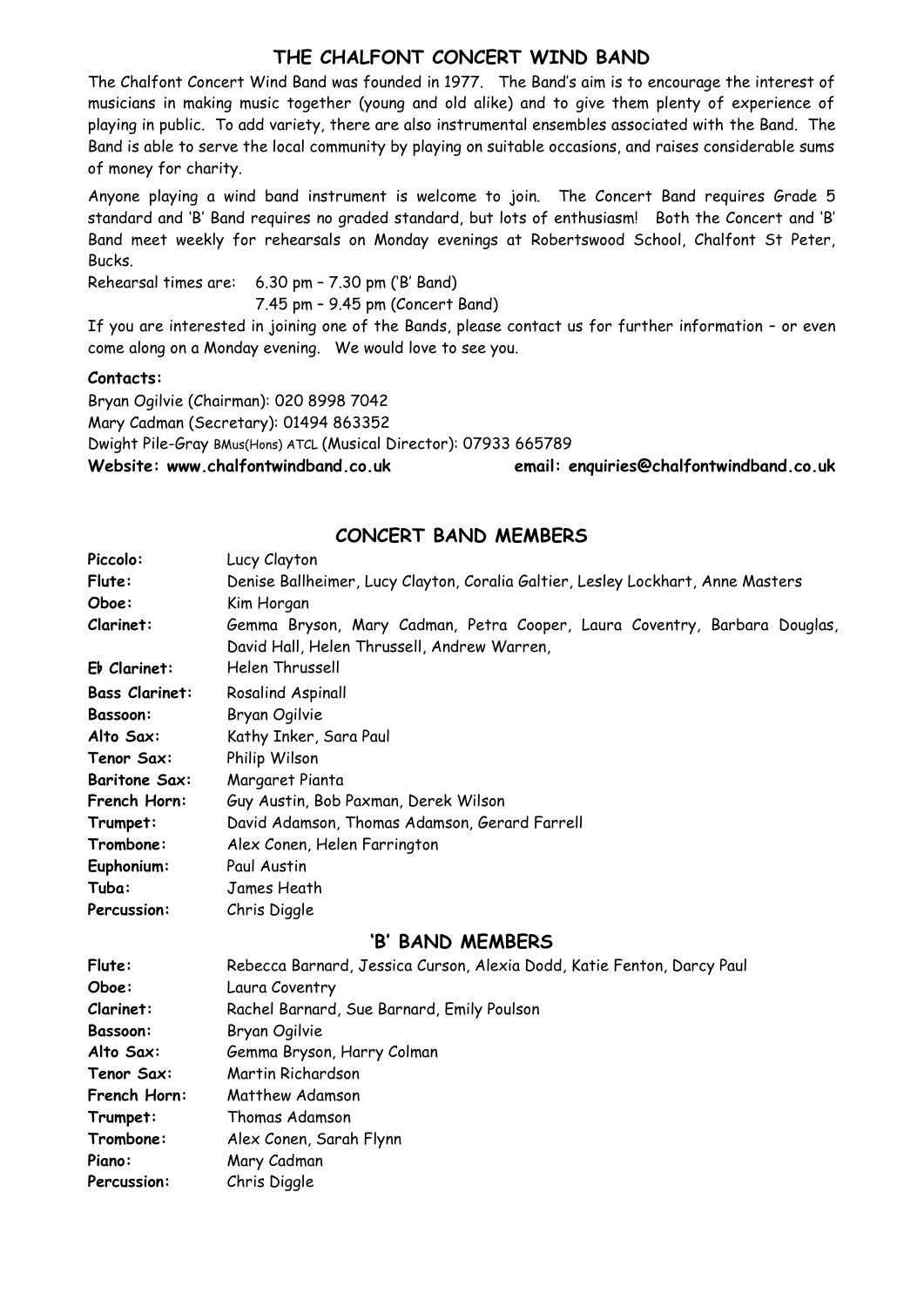# THE CHALFONT CONCERT WIND BAND

The Chalfont Concert Wind Band was founded in 1977. The Band's aim is to encourage the interest of musicians in making music together (young and old alike) and to give them plenty of experience of playing in public. To add variety, there are also instrumental ensembles associated with the Band. The Band is able to serve the local community by playing on suitable occasions, and raises considerable sums of money for charity.

Anyone playing a wind band instrument is welcome to join. The Concert Band requires Grade 5 standard and 'B' Band requires no graded standard, but lots of enthusiasm! Both the Concert and 'B' Band meet weekly for rehearsals on Monday evenings at Robertswood School, Chalfont St Peter, Bucks.

Rehearsal times are: 6.30 pm – 7.30 pm ('B' Band)
7.45 pm – 9.45 pm (Concert Band)

If you are interested in joining one of the Bands, please contact us for further information – or even come along on a Monday evening. We would love to see you.

**Contacts:**

Bryan Ogilvie (Chairman): 020 8998 7042
Mary Cadman (Secretary): 01494 863352
Dwight Pile-Gray BMus(Hons) ATCL (Musical Director): 07933 665789
**Website: www.chalfontwindband.co.uk** **email: enquiries@chalfontwindband.co.uk**

## CONCERT BAND MEMBERS

| | |
|---|---|
| **Piccolo:** | Lucy Clayton |
| **Flute:** | Denise Ballheimer, Lucy Clayton, Coralia Galtier, Lesley Lockhart, Anne Masters |
| **Oboe:** | Kim Horgan |
| **Clarinet:** | Gemma Bryson, Mary Cadman, Petra Cooper, Laura Coventry, Barbara Douglas, David Hall, Helen Thrussell, Andrew Warren, |
| **E♭ Clarinet:** | Helen Thrussell |
| **Bass Clarinet:** | Rosalind Aspinall |
| **Bassoon:** | Bryan Ogilvie |
| **Alto Sax:** | Kathy Inker, Sara Paul |
| **Tenor Sax:** | Philip Wilson |
| **Baritone Sax:** | Margaret Pianta |
| **French Horn:** | Guy Austin, Bob Paxman, Derek Wilson |
| **Trumpet:** | David Adamson, Thomas Adamson, Gerard Farrell |
| **Trombone:** | Alex Conen, Helen Farrington |
| **Euphonium:** | Paul Austin |
| **Tuba:** | James Heath |
| **Percussion:** | Chris Diggle |

## 'B' BAND MEMBERS

| | |
|---|---|
| **Flute:** | Rebecca Barnard, Jessica Curson, Alexia Dodd, Katie Fenton, Darcy Paul |
| **Oboe:** | Laura Coventry |
| **Clarinet:** | Rachel Barnard, Sue Barnard, Emily Poulson |
| **Bassoon:** | Bryan Ogilvie |
| **Alto Sax:** | Gemma Bryson, Harry Colman |
| **Tenor Sax:** | Martin Richardson |
| **French Horn:** | Matthew Adamson |
| **Trumpet:** | Thomas Adamson |
| **Trombone:** | Alex Conen, Sarah Flynn |
| **Piano:** | Mary Cadman |
| **Percussion:** | Chris Diggle |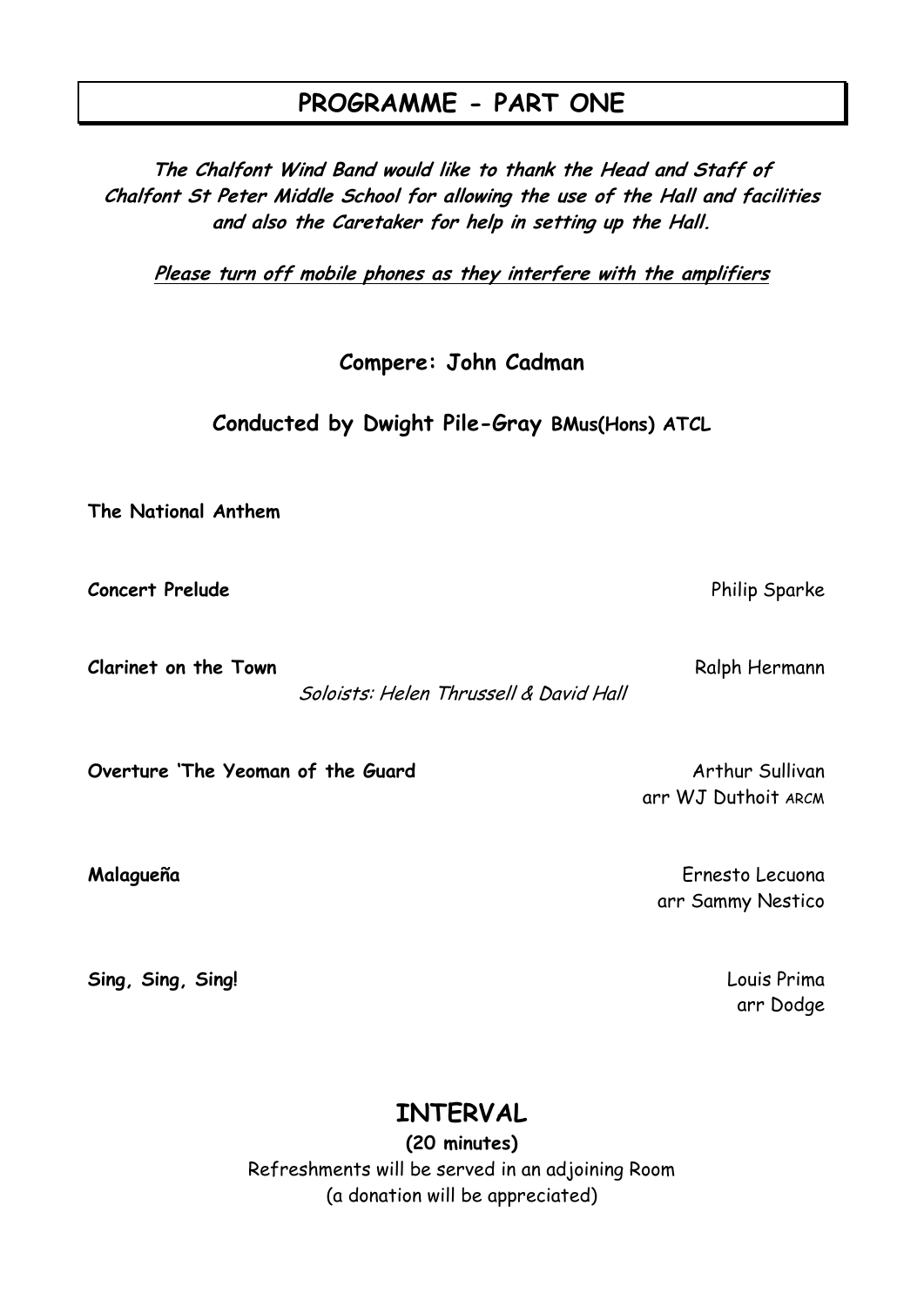# PROGRAMME - PART ONE

***The Chalfont Wind Band would like to thank the Head and Staff of Chalfont St Peter Middle School for allowing the use of the Hall and facilities and also the Caretaker for help in setting up the Hall.***

***Please turn off mobile phones as they interfere with the amplifiers***

**Compere: John Cadman**

**Conducted by Dwight Pile-Gray BMus(Hons) ATCL**

**The National Anthem**

**Concert Prelude** — Philip Sparke

**Clarinet on the Town** — Ralph Hermann
*Soloists: Helen Thrussell & David Hall*

**Overture 'The Yeoman of the Guard** — Arthur Sullivan
arr WJ Duthoit ARCM

**Malagueña** — Ernesto Lecuona
arr Sammy Nestico

**Sing, Sing, Sing!** — Louis Prima
arr Dodge

## INTERVAL

**(20 minutes)**

Refreshments will be served in an adjoining Room
(a donation will be appreciated)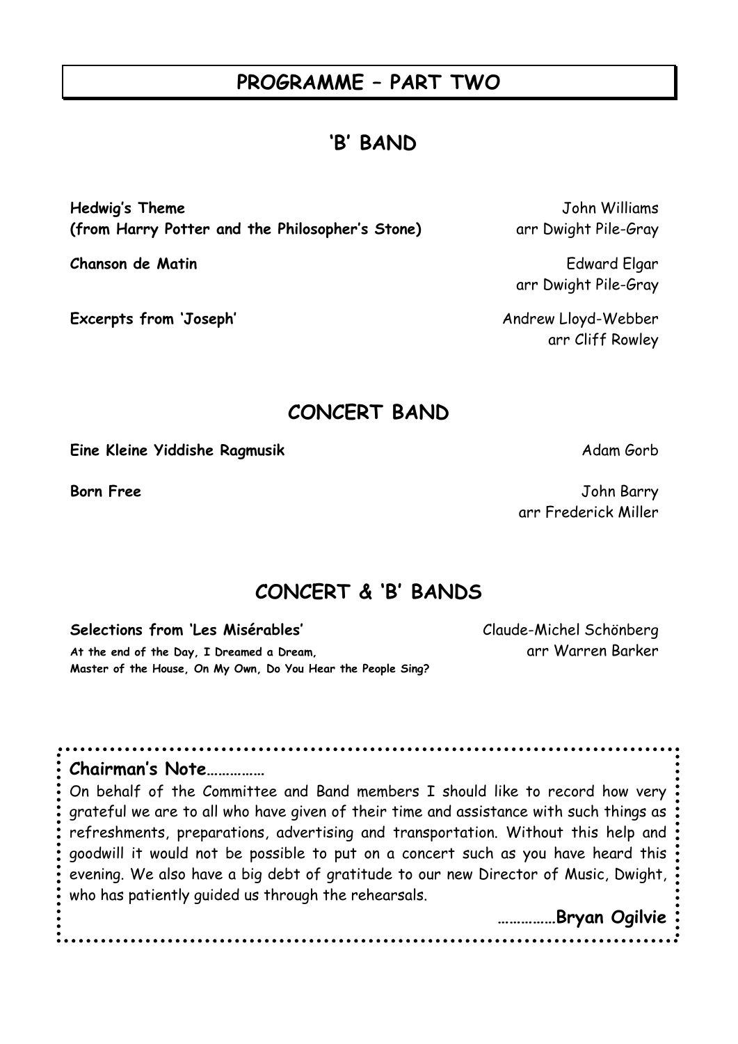# PROGRAMME – PART TWO

## 'B' BAND

**Hedwig's Theme** John Williams
**(from Harry Potter and the Philosopher's Stone)** arr Dwight Pile-Gray

**Chanson de Matin** Edward Elgar
arr Dwight Pile-Gray

**Excerpts from 'Joseph'** Andrew Lloyd-Webber
arr Cliff Rowley

## CONCERT BAND

**Eine Kleine Yiddishe Ragmusik** Adam Gorb

**Born Free** John Barry
arr Frederick Miller

## CONCERT & 'B' BANDS

**Selections from 'Les Misérables'** Claude-Michel Schönberg
**At the end of the Day, I Dreamed a Dream,** arr Warren Barker
**Master of the House, On My Own, Do You Hear the People Sing?**

**Chairman's Note……………**

On behalf of the Committee and Band members I should like to record how very grateful we are to all who have given of their time and assistance with such things as refreshments, preparations, advertising and transportation. Without this help and goodwill it would not be possible to put on a concert such as you have heard this evening. We also have a big debt of gratitude to our new Director of Music, Dwight, who has patiently guided us through the rehearsals.

……………**Bryan Ogilvie**